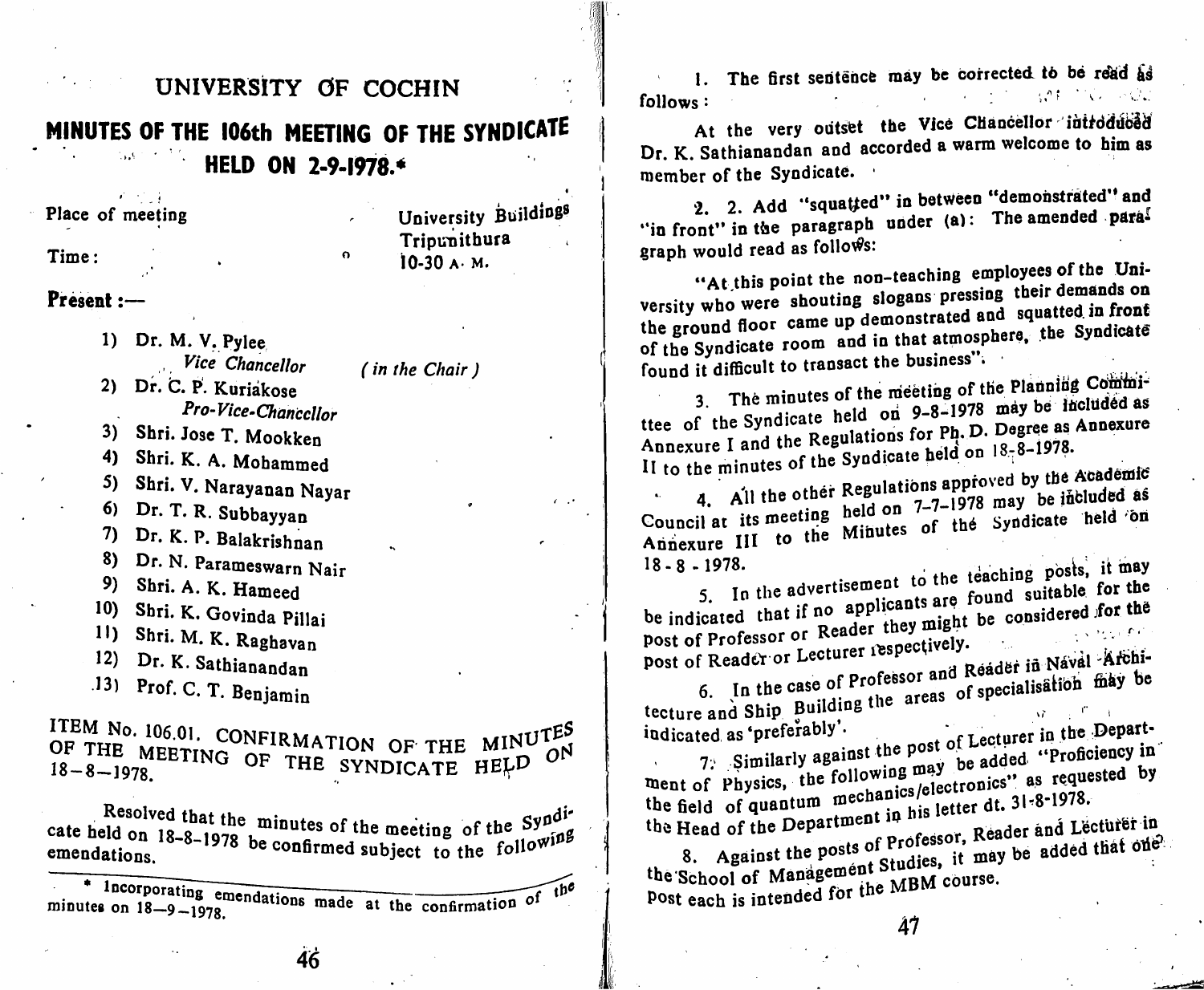# UNIVERSITY OF COCHIN

## MINUTES OF THE 106th MEETING OF THE SYNDICATE HELD ON 2-9-1978.*

Place of meeting: University Buildings Tripunithura

Time: 10-30 A. M.

**Present :—**

1) Dr. M. V. Pylee
   *Vice Chancellor* *( in the Chair )*
2) Dr. C. P. Kuriakose
   *Pro-Vice-Chancellor*
3) Shri. Jose T. Mookken
4) Shri. K. A. Mohammed
5) Shri. V. Narayanan Nayar
6) Dr. T. R. Subbayyan
7) Dr. K. P. Balakrishnan
8) Dr. N. Parameswarn Nair
9) Shri. A. K. Hameed
10) Shri. K. Govinda Pillai
11) Shri. M. K. Raghavan
12) Dr. K. Sathianandan
13) Prof. C. T. Benjamin

ITEM No. 106.01. CONFIRMATION OF THE MINUTES OF THE MEETING OF THE SYNDICATE HELD ON 18–8–1978.

Resolved that the minutes of the meeting of the Syndicate held on 18-8-1978 be confirmed subject to the following emendations.

1. The first sentence may be corrected to be read as follows:

At the very outset the Vice Chancellor introduced Dr. K. Sathianandan and accorded a warm welcome to him as member of the Syndicate.

2. Add "squatted" in between "demonstrated" and "in front" in the paragraph under (a): The amended paragraph would read as follows:

"At this point the non-teaching employees of the University who were shouting slogans pressing their demands on the ground floor came up demonstrated and squatted in front of the Syndicate room and in that atmosphere, the Syndicate found it difficult to transact the business".

3. The minutes of the meeting of the Planning Committee of the Syndicate held on 9-8-1978 may be included as Annexure I and the Regulations for Ph. D. Degree as Annexure II to the minutes of the Syndicate held on 18-8-1978.

4. All the other Regulations approved by the Academic Council at its meeting held on 7-7-1978 may be included as Annexure III to the Minutes of the Syndicate held on 18-8-1978.

5. In the advertisement to the teaching posts, it may be indicated that if no applicants are found suitable for the post of Professor or Reader they might be considered for the post of Reader or Lecturer respectively.

6. In the case of Professor and Reader in Naval Architecture and Ship Building the areas of specialisation may be indicated as 'preferably'.

7. Similarly against the post of Lecturer in the Department of Physics, the following may be added "Proficiency in the field of quantum mechanics/electronics" as requested by the Head of the Department in his letter dt. 31-8-1978.

8. Against the posts of Professor, Reader and Lecturer in the School of Management Studies, it may be added that one post each is intended for the MBM course.

---

\* Incorporating emendations made at the confirmation of the minutes on 18–9–1978.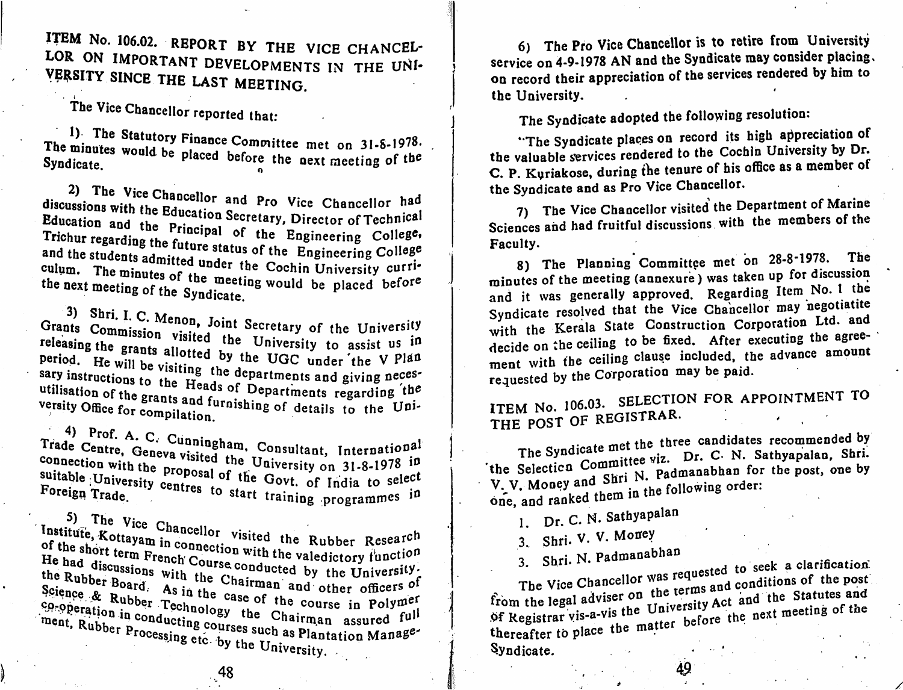## ITEM No. 106.02. REPORT BY THE VICE CHANCELLOR ON IMPORTANT DEVELOPMENTS IN THE UNIVERSITY SINCE THE LAST MEETING.

The Vice Chancellor reported that:

1) The Statutory Finance Committee met on 31-8-1978. The minutes would be placed before the next meeting of the Syndicate.

2) The Vice Chancellor and Pro Vice Chancellor had discussions with the Education Secretary, Director of Technical Education and the Principal of the Engineering College, Trichur regarding the future status of the Engineering College and the students admitted under the Cochin University curriculum. The minutes of the meeting would be placed before the next meeting of the Syndicate.

3) Shri. I. C. Menon, Joint Secretary of the University Grants Commission visited the University to assist us in releasing the grants allotted by the UGC under the V Plan period. He will be visiting the departments and giving necessary instructions to the Heads of Departments regarding the utilisation of the grants and furnishing of details to the University Office for compilation.

4) Prof. A. C. Cunningham, Consultant, International Trade Centre, Geneva visited the University on 31-8-1978 in connection with the proposal of the Govt. of India to select suitable University centres to start training programmes in Foreign Trade.

5) The Vice Chancellor visited the Rubber Research Institute, Kottayam in connection with the valedictory function of the short term French Course conducted by the University. He had discussions with the Chairman and other officers of the Rubber Board. As in the case of the course in Polymer Science & Rubber Technology the Chairman assured full co-operation in conducting courses such as Plantation Management, Rubber Processing etc. by the University.

6) The Pro Vice Chancellor is to retire from University service on 4-9-1978 AN and the Syndicate may consider placing on record their appreciation of the services rendered by him to the University.

The Syndicate adopted the following resolution:

"The Syndicate places on record its high appreciation of the valuable services rendered to the Cochin University by Dr. C. P. Kuriakose, during the tenure of his office as a member of the Syndicate and as Pro Vice Chancellor.

7) The Vice Chancellor visited the Department of Marine Sciences and had fruitful discussions with the members of the Faculty.

8) The Planning Committee met on 28-8-1978. The minutes of the meeting (annexure) was taken up for discussion and it was generally approved. Regarding Item No. 1 the Syndicate resolved that the Vice Chancellor may negotiatite with the Kerala State Construction Corporation Ltd. and decide on the ceiling to be fixed. After executing the agreement with the ceiling clause included, the advance amount requested by the Corporation may be paid.

## ITEM No. 106.03. SELECTION FOR APPOINTMENT TO THE POST OF REGISTRAR.

The Syndicate met the three candidates recommended by the Selection Committee viz. Dr. C. N. Sathyapalan, Shri. V. V. Money and Shri N. Padmanabhan for the post, one by one, and ranked them in the following order:

1. Dr. C. N. Sathyapalan
3. Shri. V. V. Money
3. Shri. N. Padmanabhan

The Vice Chancellor was requested to seek a clarification from the legal adviser on the terms and conditions of the post of Registrar vis-a-vis the University Act and the Statutes and thereafter to place the matter before the next meeting of the Syndicate.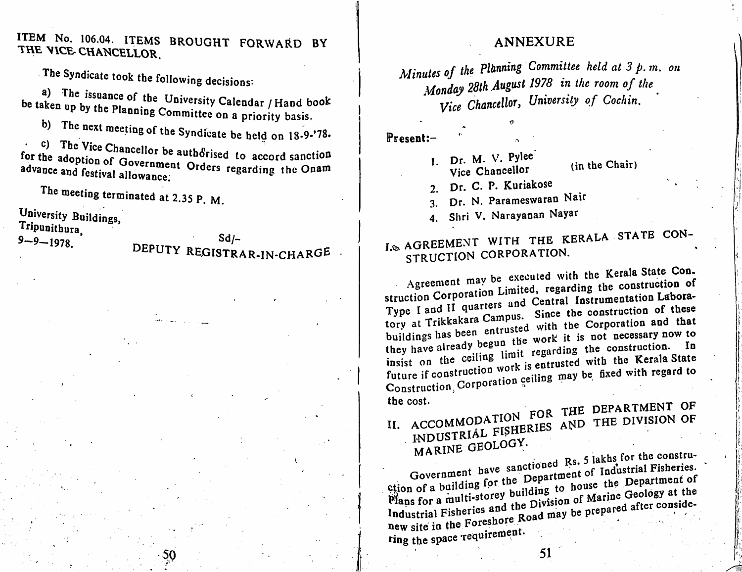## ITEM No. 106.04. ITEMS BROUGHT FORWARD BY THE VICE-CHANCELLOR.

The Syndicate took the following decisions:

a) The issuance of the University Calendar / Hand book be taken up by the Planning Committee on a priority basis.

b) The next meeting of the Syndicate be held on 18-9-'78.

c) The Vice Chancellor be authorised to accord sanction for the adoption of Government Orders regarding the Onam advance and festival allowance.

The meeting terminated at 2.35 P. M.

University Buildings,
Tripunithura,
9—9—1978.

Sd/-
DEPUTY REGISTRAR-IN-CHARGE

# ANNEXURE

*Minutes of the Planning Committee held at 3 p. m. on Monday 28th August 1978 in the room of the Vice Chancellor, University of Cochin.*

**Present:—**

1. Dr. M. V. Pylee Vice Chancellor (in the Chair)
2. Dr. C. P. Kuriakose
3. Dr. N. Parameswaran Nair
4. Shri V. Narayanan Nayar

## I. AGREEMENT WITH THE KERALA STATE CONSTRUCTION CORPORATION.

Agreement may be executed with the Kerala State Construction Corporation Limited, regarding the construction of Type I and II quarters and Central Instrumentation Laboratory at Trikkakara Campus. Since the construction of these buildings has been entrusted with the Corporation and that they have already begun the work it is not necessary now to insist on the ceiling limit regarding the construction. In future if construction work is entrusted with the Kerala State Construction Corporation ceiling may be fixed with regard to the cost.

## II. ACCOMMODATION FOR THE DEPARTMENT OF INDUSTRIAL FISHERIES AND THE DIVISION OF MARINE GEOLOGY.

Government have sanctioned Rs. 5 lakhs for the construction of a building for the Department of Industrial Fisheries. Plans for a multi-storey building to house the Department of Industrial Fisheries and the Division of Marine Geology at the new site in the Foreshore Road may be prepared after considering the space requirement.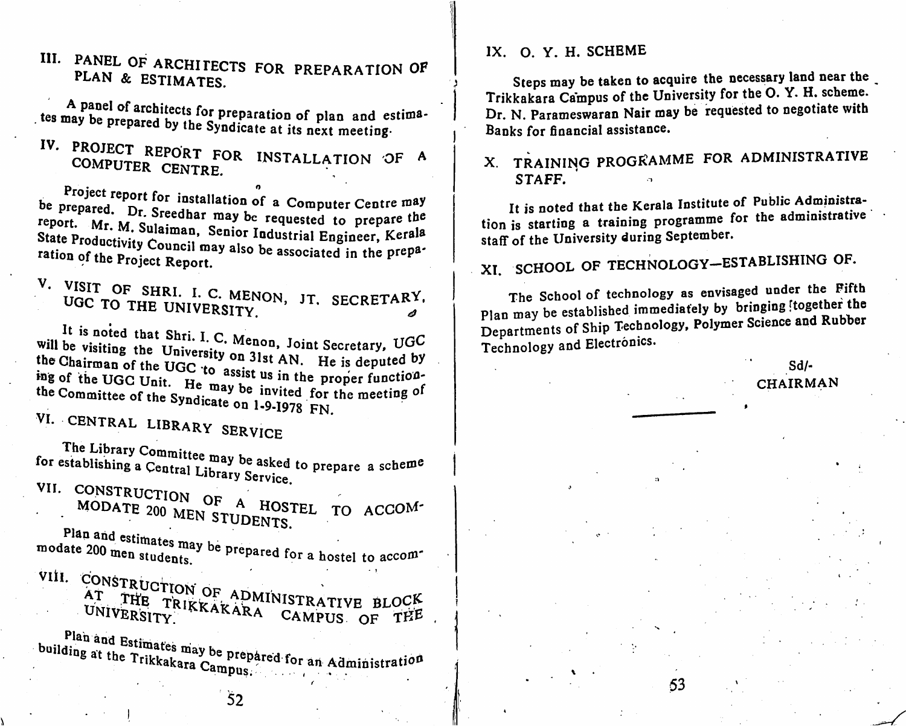## III. PANEL OF ARCHITECTS FOR PREPARATION OF PLAN & ESTIMATES.

A panel of architects for preparation of plan and estimates may be prepared by the Syndicate at its next meeting.

## IV. PROJECT REPORT FOR INSTALLATION OF A COMPUTER CENTRE.

Project report for installation of a Computer Centre may be prepared. Dr. Sreedhar may be requested to prepare the report. Mr. M. Sulaiman, Senior Industrial Engineer, Kerala State Productivity Council may also be associated in the preparation of the Project Report.

## V. VISIT OF SHRI. I. C. MENON, JT. SECRETARY, UGC TO THE UNIVERSITY.

It is noted that Shri. I. C. Menon, Joint Secretary, UGC will be visiting the University on 31st AN. He is deputed by the Chairman of the UGC to assist us in the proper functioning of the UGC Unit. He may be invited for the meeting of the Committee of the Syndicate on 1-9-1978 FN.

## VI. CENTRAL LIBRARY SERVICE

The Library Committee may be asked to prepare a scheme for establishing a Central Library Service.

## VII. CONSTRUCTION OF A HOSTEL TO ACCOMMODATE 200 MEN STUDENTS.

Plan and estimates may be prepared for a hostel to accommodate 200 men students.

## VIII. CONSTRUCTION OF ADMINISTRATIVE BLOCK AT THE TRIKKAKARA CAMPUS OF THE UNIVERSITY.

Plan and Estimates may be prepared for an Administration building at the Trikkakara Campus.

## IX. O. Y. H. SCHEME

Steps may be taken to acquire the necessary land near the Trikkakara Campus of the University for the O. Y. H. scheme. Dr. N. Parameswaran Nair may be requested to negotiate with Banks for financial assistance.

## X. TRAINING PROGRAMME FOR ADMINISTRATIVE STAFF.

It is noted that the Kerala Institute of Public Administration is starting a training programme for the administrative staff of the University during September.

## XI. SCHOOL OF TECHNOLOGY—ESTABLISHING OF.

The School of technology as envisaged under the Fifth Plan may be established immediately by bringing together the Departments of Ship Technology, Polymer Science and Rubber Technology and Electronics.

Sd/-

CHAIRMAN